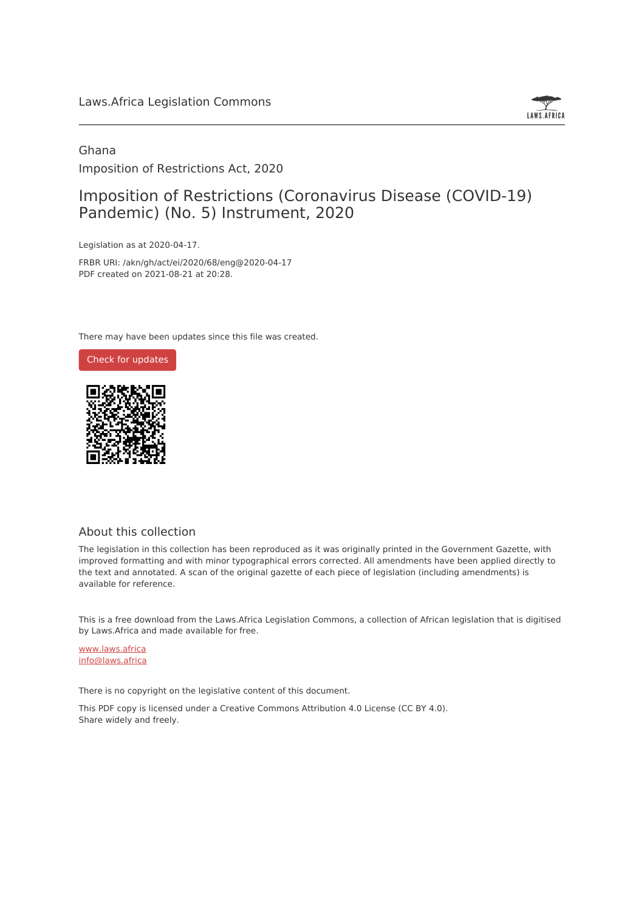Laws.Africa Legislation Commons

Ghana

Imposition of Restrictions Act, 2020

# Imposition of Restrictions (Coronavirus Disease (COVID-19) Pandemic) (No. 5) Instrument, 2020

Legislation as at 2020-04-17.

FRBR URI: /akn/gh/act/ei/2020/68/eng@2020-04-17

PDF created on 2021-08-21 at 20:28.

There may have been updates since this file was created.

Check for updates

## About this collection

The legislation in this collection has been reproduced as it was originally printed in the Government Gazette, with improved formatting and with minor typographical errors corrected. All amendments have been applied directly to the text and annotated. A scan of the original gazette of each piece of legislation (including amendments) is available for reference.

This is a free download from the Laws.Africa Legislation Commons, a collection of African legislation that is digitised by Laws.Africa and made available for free.

www.laws.africa
info@laws.africa

There is no copyright on the legislative content of this document.

This PDF copy is licensed under a Creative Commons Attribution 4.0 License (CC BY 4.0). Share widely and freely.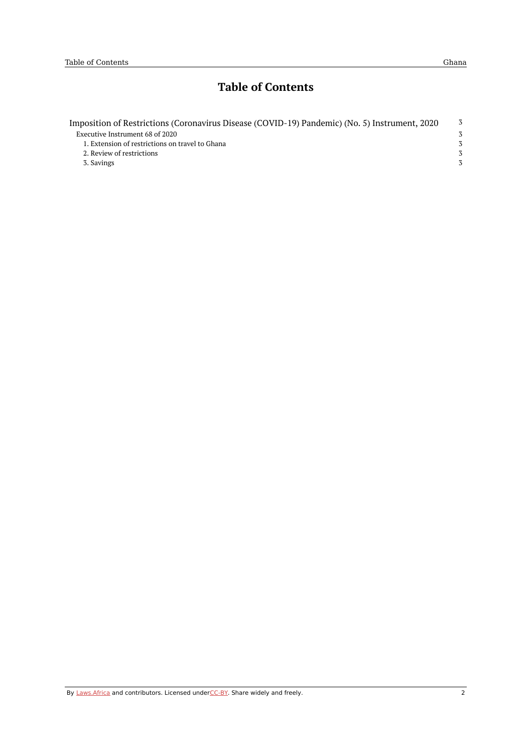# Table of Contents

| | |
|---|---|
| Imposition of Restrictions (Coronavirus Disease (COVID-19) Pandemic) (No. 5) Instrument, 2020 | 3 |
| Executive Instrument 68 of 2020 | 3 |
| 1. Extension of restrictions on travel to Ghana | 3 |
| 2. Review of restrictions | 3 |
| 3. Savings | 3 |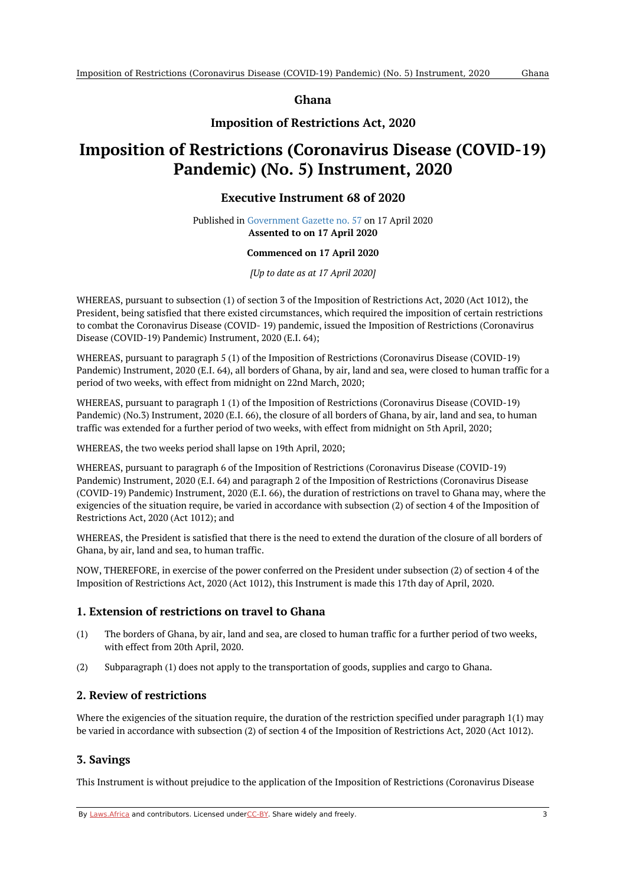# Ghana

## Imposition of Restrictions Act, 2020

# Imposition of Restrictions (Coronavirus Disease (COVID-19) Pandemic) (No. 5) Instrument, 2020

## Executive Instrument 68 of 2020

Published in Government Gazette no. 57 on 17 April 2020

**Assented to on 17 April 2020**

**Commenced on 17 April 2020**

*[Up to date as at 17 April 2020]*

WHEREAS, pursuant to subsection (1) of section 3 of the Imposition of Restrictions Act, 2020 (Act 1012), the President, being satisfied that there existed circumstances, which required the imposition of certain restrictions to combat the Coronavirus Disease (COVID- 19) pandemic, issued the Imposition of Restrictions (Coronavirus Disease (COVID-19) Pandemic) Instrument, 2020 (E.I. 64);

WHEREAS, pursuant to paragraph 5 (1) of the Imposition of Restrictions (Coronavirus Disease (COVID-19) Pandemic) Instrument, 2020 (E.I. 64), all borders of Ghana, by air, land and sea, were closed to human traffic for a period of two weeks, with effect from midnight on 22nd March, 2020;

WHEREAS, pursuant to paragraph 1 (1) of the Imposition of Restrictions (Coronavirus Disease (COVID-19) Pandemic) (No.3) Instrument, 2020 (E.I. 66), the closure of all borders of Ghana, by air, land and sea, to human traffic was extended for a further period of two weeks, with effect from midnight on 5th April, 2020;

WHEREAS, the two weeks period shall lapse on 19th April, 2020;

WHEREAS, pursuant to paragraph 6 of the Imposition of Restrictions (Coronavirus Disease (COVID-19) Pandemic) Instrument, 2020 (E.I. 64) and paragraph 2 of the Imposition of Restrictions (Coronavirus Disease (COVID-19) Pandemic) Instrument, 2020 (E.I. 66), the duration of restrictions on travel to Ghana may, where the exigencies of the situation require, be varied in accordance with subsection (2) of section 4 of the Imposition of Restrictions Act, 2020 (Act 1012); and

WHEREAS, the President is satisfied that there is the need to extend the duration of the closure of all borders of Ghana, by air, land and sea, to human traffic.

NOW, THEREFORE, in exercise of the power conferred on the President under subsection (2) of section 4 of the Imposition of Restrictions Act, 2020 (Act 1012), this Instrument is made this 17th day of April, 2020.

### 1. Extension of restrictions on travel to Ghana

(1) The borders of Ghana, by air, land and sea, are closed to human traffic for a further period of two weeks, with effect from 20th April, 2020.

(2) Subparagraph (1) does not apply to the transportation of goods, supplies and cargo to Ghana.

### 2. Review of restrictions

Where the exigencies of the situation require, the duration of the restriction specified under paragraph 1(1) may be varied in accordance with subsection (2) of section 4 of the Imposition of Restrictions Act, 2020 (Act 1012).

### 3. Savings

This Instrument is without prejudice to the application of the Imposition of Restrictions (Coronavirus Disease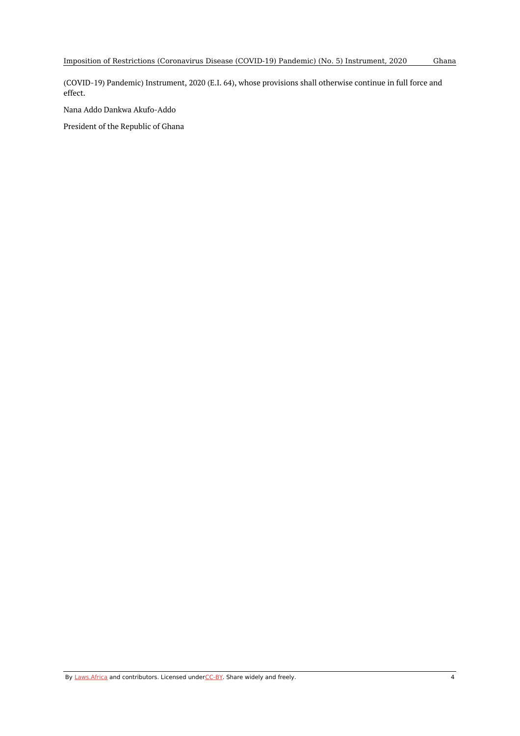(COVID-19) Pandemic) Instrument, 2020 (E.I. 64), whose provisions shall otherwise continue in full force and effect.

Nana Addo Dankwa Akufo-Addo

President of the Republic of Ghana